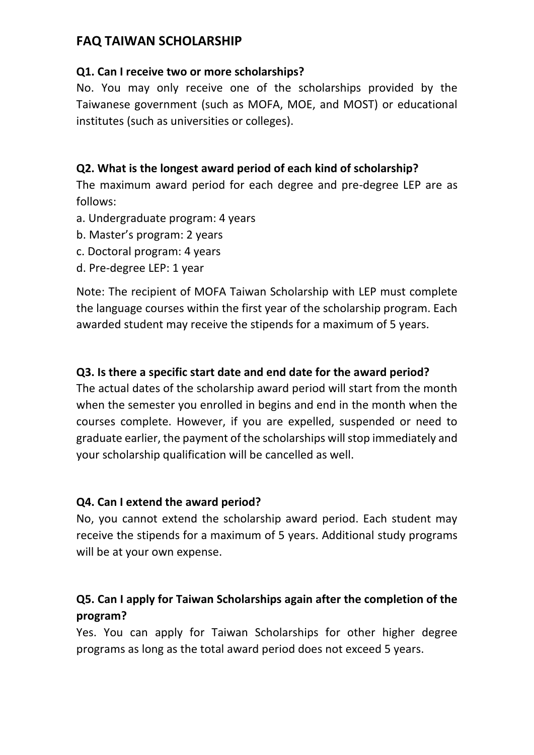# FAQ TAIWAN SCHOLARSHIP

**Q1. Can I receive two or more scholarships?**

No. You may only receive one of the scholarships provided by the Taiwanese government (such as MOFA, MOE, and MOST) or educational institutes (such as universities or colleges).

**Q2. What is the longest award period of each kind of scholarship?**

The maximum award period for each degree and pre-degree LEP are as follows:

a. Undergraduate program: 4 years
b. Master's program: 2 years
c. Doctoral program: 4 years
d. Pre-degree LEP: 1 year

Note: The recipient of MOFA Taiwan Scholarship with LEP must complete the language courses within the first year of the scholarship program. Each awarded student may receive the stipends for a maximum of 5 years.

**Q3. Is there a specific start date and end date for the award period?**

The actual dates of the scholarship award period will start from the month when the semester you enrolled in begins and end in the month when the courses complete. However, if you are expelled, suspended or need to graduate earlier, the payment of the scholarships will stop immediately and your scholarship qualification will be cancelled as well.

**Q4. Can I extend the award period?**

No, you cannot extend the scholarship award period. Each student may receive the stipends for a maximum of 5 years. Additional study programs will be at your own expense.

**Q5. Can I apply for Taiwan Scholarships again after the completion of the program?**

Yes. You can apply for Taiwan Scholarships for other higher degree programs as long as the total award period does not exceed 5 years.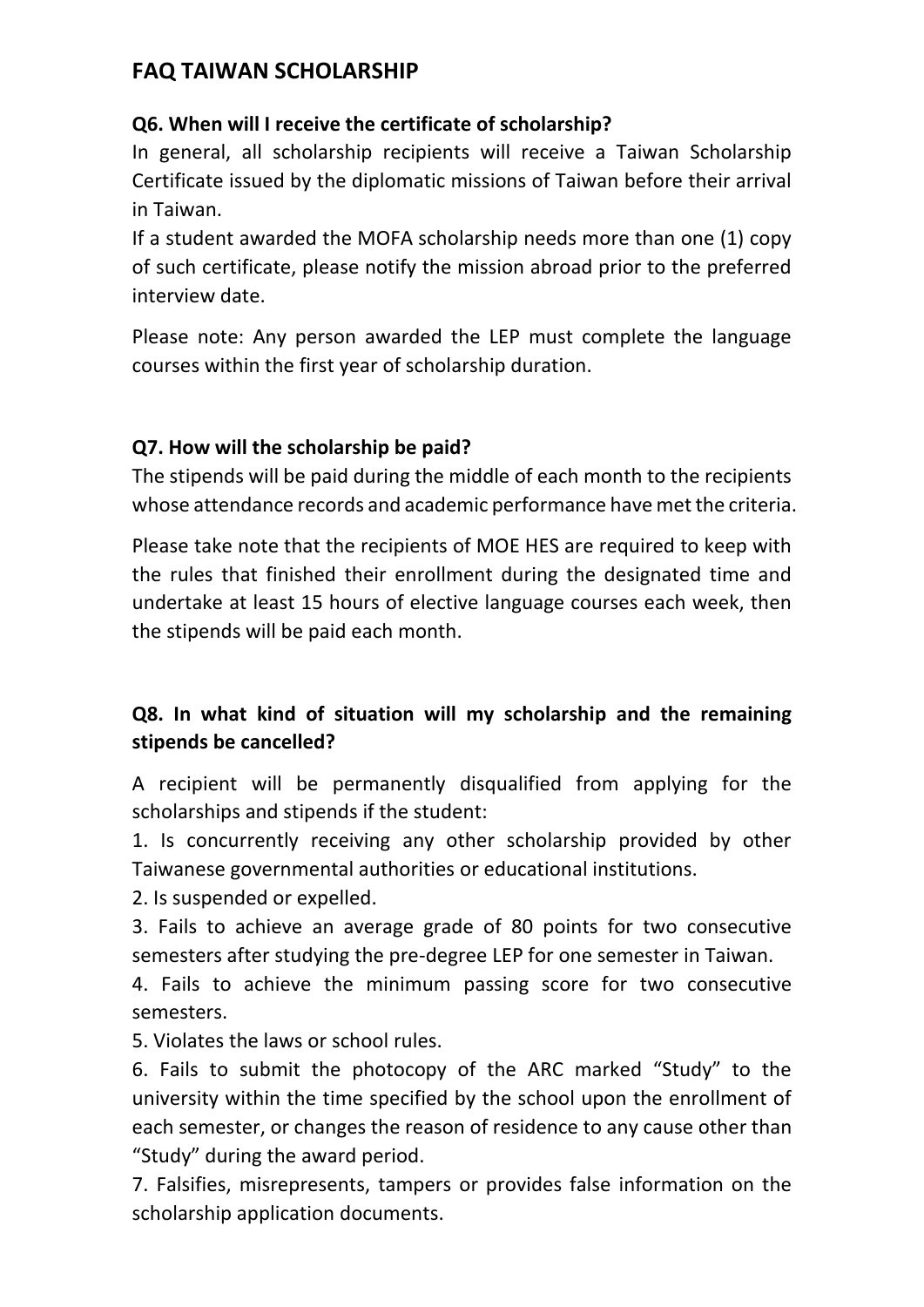## FAQ TAIWAN SCHOLARSHIP

**Q6. When will I receive the certificate of scholarship?**

In general, all scholarship recipients will receive a Taiwan Scholarship Certificate issued by the diplomatic missions of Taiwan before their arrival in Taiwan.

If a student awarded the MOFA scholarship needs more than one (1) copy of such certificate, please notify the mission abroad prior to the preferred interview date.

Please note: Any person awarded the LEP must complete the language courses within the first year of scholarship duration.

**Q7. How will the scholarship be paid?**

The stipends will be paid during the middle of each month to the recipients whose attendance records and academic performance have met the criteria.

Please take note that the recipients of MOE HES are required to keep with the rules that finished their enrollment during the designated time and undertake at least 15 hours of elective language courses each week, then the stipends will be paid each month.

**Q8. In what kind of situation will my scholarship and the remaining stipends be cancelled?**

A recipient will be permanently disqualified from applying for the scholarships and stipends if the student:

1. Is concurrently receiving any other scholarship provided by other Taiwanese governmental authorities or educational institutions.
2. Is suspended or expelled.
3. Fails to achieve an average grade of 80 points for two consecutive semesters after studying the pre-degree LEP for one semester in Taiwan.
4. Fails to achieve the minimum passing score for two consecutive semesters.
5. Violates the laws or school rules.
6. Fails to submit the photocopy of the ARC marked "Study" to the university within the time specified by the school upon the enrollment of each semester, or changes the reason of residence to any cause other than "Study" during the award period.
7. Falsifies, misrepresents, tampers or provides false information on the scholarship application documents.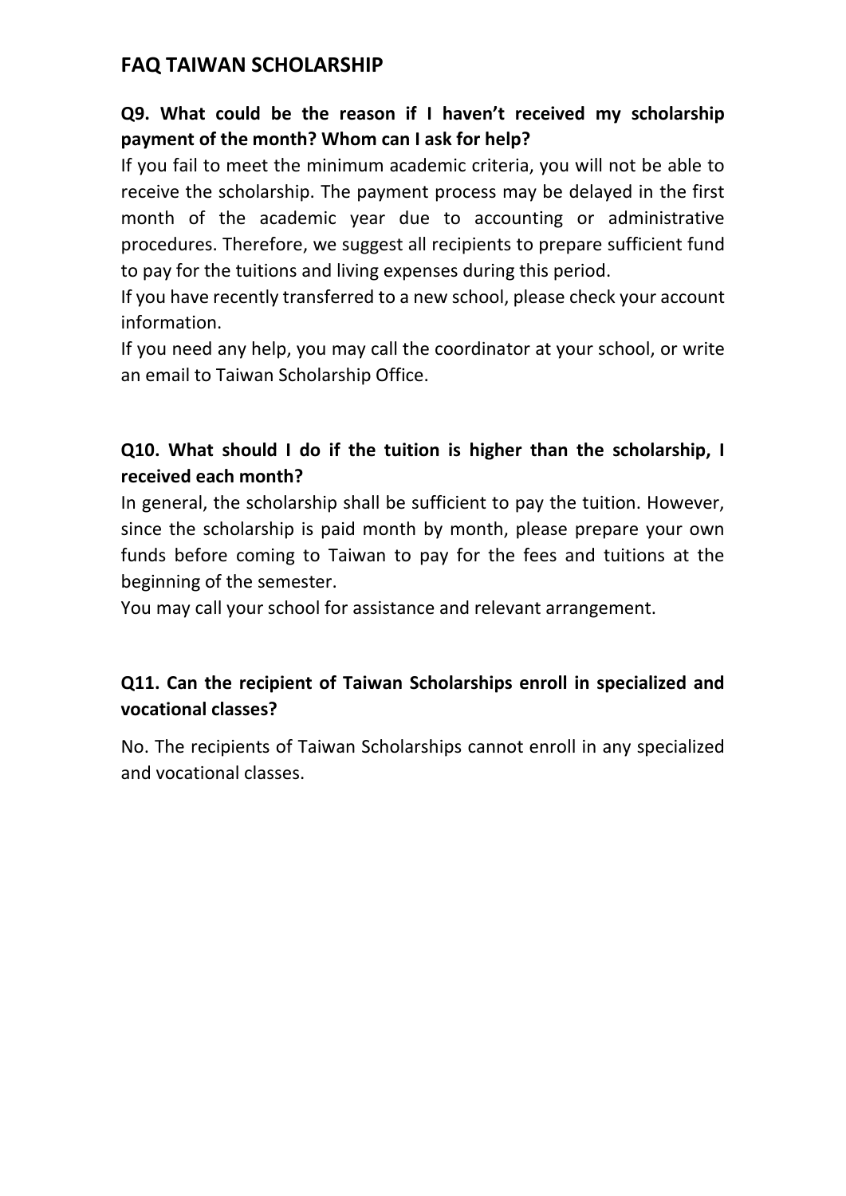## FAQ TAIWAN SCHOLARSHIP

**Q9. What could be the reason if I haven't received my scholarship payment of the month? Whom can I ask for help?**

If you fail to meet the minimum academic criteria, you will not be able to receive the scholarship. The payment process may be delayed in the first month of the academic year due to accounting or administrative procedures. Therefore, we suggest all recipients to prepare sufficient fund to pay for the tuitions and living expenses during this period.

If you have recently transferred to a new school, please check your account information.

If you need any help, you may call the coordinator at your school, or write an email to Taiwan Scholarship Office.

**Q10. What should I do if the tuition is higher than the scholarship, I received each month?**

In general, the scholarship shall be sufficient to pay the tuition. However, since the scholarship is paid month by month, please prepare your own funds before coming to Taiwan to pay for the fees and tuitions at the beginning of the semester.

You may call your school for assistance and relevant arrangement.

**Q11. Can the recipient of Taiwan Scholarships enroll in specialized and vocational classes?**

No. The recipients of Taiwan Scholarships cannot enroll in any specialized and vocational classes.